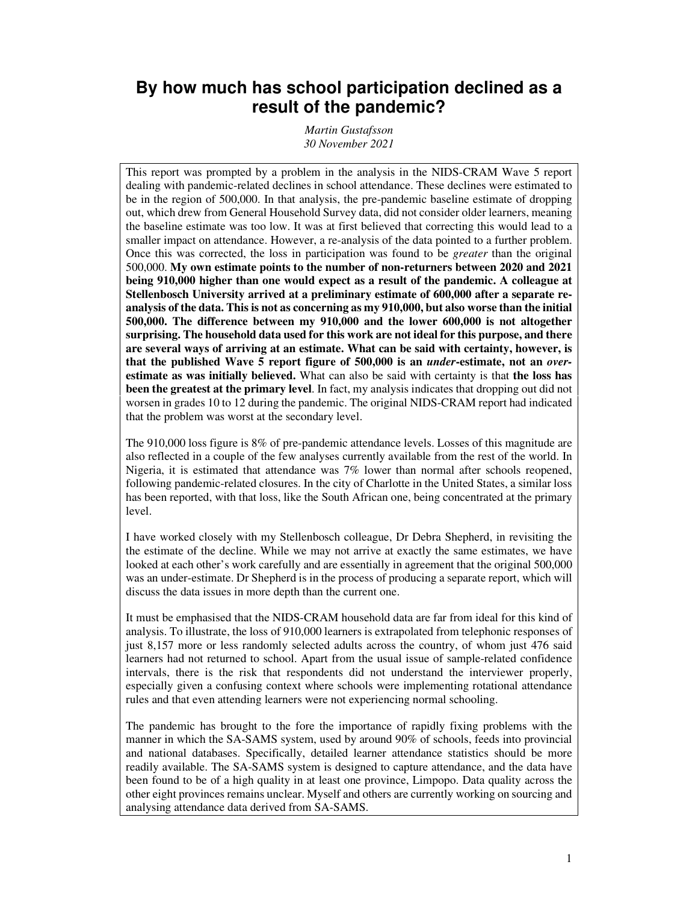# By how much has school participation declined as a result of the pandemic?

*Martin Gustafsson*
*30 November 2021*

This report was prompted by a problem in the analysis in the NIDS-CRAM Wave 5 report dealing with pandemic-related declines in school attendance. These declines were estimated to be in the region of 500,000. In that analysis, the pre-pandemic baseline estimate of dropping out, which drew from General Household Survey data, did not consider older learners, meaning the baseline estimate was too low. It was at first believed that correcting this would lead to a smaller impact on attendance. However, a re-analysis of the data pointed to a further problem. Once this was corrected, the loss in participation was found to be *greater* than the original 500,000. **My own estimate points to the number of non-returners between 2020 and 2021 being 910,000 higher than one would expect as a result of the pandemic. A colleague at Stellenbosch University arrived at a preliminary estimate of 600,000 after a separate re-analysis of the data. This is not as concerning as my 910,000, but also worse than the initial 500,000. The difference between my 910,000 and the lower 600,000 is not altogether surprising. The household data used for this work are not ideal for this purpose, and there are several ways of arriving at an estimate. What can be said with certainty, however, is that the published Wave 5 report figure of 500,000 is an *under*-estimate, not an *over*-estimate as was initially believed.** What can also be said with certainty is that **the loss has been the greatest at the primary level**. In fact, my analysis indicates that dropping out did not worsen in grades 10 to 12 during the pandemic. The original NIDS-CRAM report had indicated that the problem was worst at the secondary level.

The 910,000 loss figure is 8% of pre-pandemic attendance levels. Losses of this magnitude are also reflected in a couple of the few analyses currently available from the rest of the world. In Nigeria, it is estimated that attendance was 7% lower than normal after schools reopened, following pandemic-related closures. In the city of Charlotte in the United States, a similar loss has been reported, with that loss, like the South African one, being concentrated at the primary level.

I have worked closely with my Stellenbosch colleague, Dr Debra Shepherd, in revisiting the the estimate of the decline. While we may not arrive at exactly the same estimates, we have looked at each other's work carefully and are essentially in agreement that the original 500,000 was an under-estimate. Dr Shepherd is in the process of producing a separate report, which will discuss the data issues in more depth than the current one.

It must be emphasised that the NIDS-CRAM household data are far from ideal for this kind of analysis. To illustrate, the loss of 910,000 learners is extrapolated from telephonic responses of just 8,157 more or less randomly selected adults across the country, of whom just 476 said learners had not returned to school. Apart from the usual issue of sample-related confidence intervals, there is the risk that respondents did not understand the interviewer properly, especially given a confusing context where schools were implementing rotational attendance rules and that even attending learners were not experiencing normal schooling.

The pandemic has brought to the fore the importance of rapidly fixing problems with the manner in which the SA-SAMS system, used by around 90% of schools, feeds into provincial and national databases. Specifically, detailed learner attendance statistics should be more readily available. The SA-SAMS system is designed to capture attendance, and the data have been found to be of a high quality in at least one province, Limpopo. Data quality across the other eight provinces remains unclear. Myself and others are currently working on sourcing and analysing attendance data derived from SA-SAMS.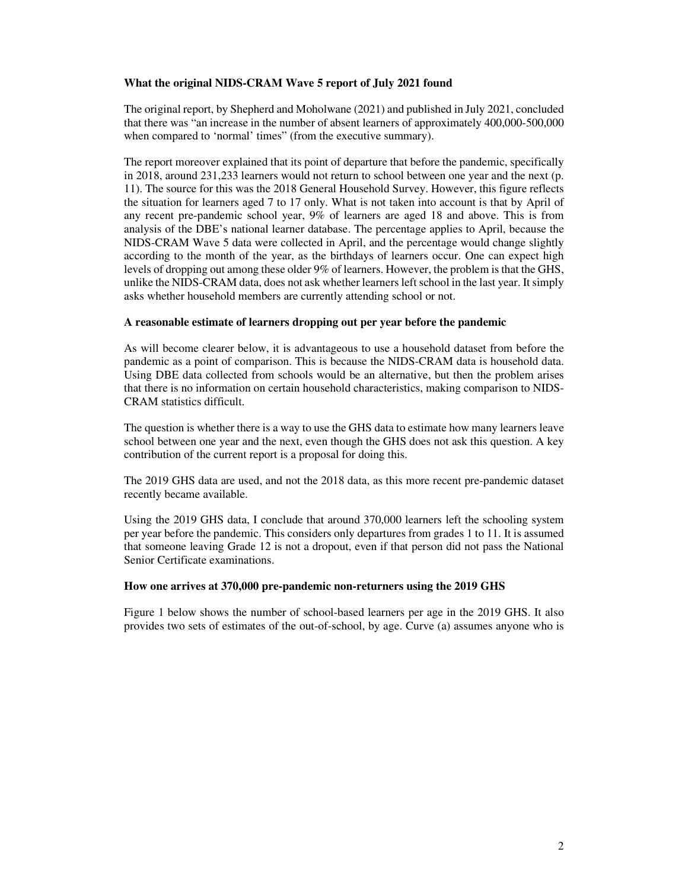**What the original NIDS-CRAM Wave 5 report of July 2021 found**

The original report, by Shepherd and Moholwane (2021) and published in July 2021, concluded that there was "an increase in the number of absent learners of approximately 400,000-500,000 when compared to 'normal' times" (from the executive summary).

The report moreover explained that its point of departure that before the pandemic, specifically in 2018, around 231,233 learners would not return to school between one year and the next (p. 11). The source for this was the 2018 General Household Survey. However, this figure reflects the situation for learners aged 7 to 17 only. What is not taken into account is that by April of any recent pre-pandemic school year, 9% of learners are aged 18 and above. This is from analysis of the DBE's national learner database. The percentage applies to April, because the NIDS-CRAM Wave 5 data were collected in April, and the percentage would change slightly according to the month of the year, as the birthdays of learners occur. One can expect high levels of dropping out among these older 9% of learners. However, the problem is that the GHS, unlike the NIDS-CRAM data, does not ask whether learners left school in the last year. It simply asks whether household members are currently attending school or not.

**A reasonable estimate of learners dropping out per year before the pandemic**

As will become clearer below, it is advantageous to use a household dataset from before the pandemic as a point of comparison. This is because the NIDS-CRAM data is household data. Using DBE data collected from schools would be an alternative, but then the problem arises that there is no information on certain household characteristics, making comparison to NIDS-CRAM statistics difficult.

The question is whether there is a way to use the GHS data to estimate how many learners leave school between one year and the next, even though the GHS does not ask this question. A key contribution of the current report is a proposal for doing this.

The 2019 GHS data are used, and not the 2018 data, as this more recent pre-pandemic dataset recently became available.

Using the 2019 GHS data, I conclude that around 370,000 learners left the schooling system per year before the pandemic. This considers only departures from grades 1 to 11. It is assumed that someone leaving Grade 12 is not a dropout, even if that person did not pass the National Senior Certificate examinations.

**How one arrives at 370,000 pre-pandemic non-returners using the 2019 GHS**

Figure 1 below shows the number of school-based learners per age in the 2019 GHS. It also provides two sets of estimates of the out-of-school, by age. Curve (a) assumes anyone who is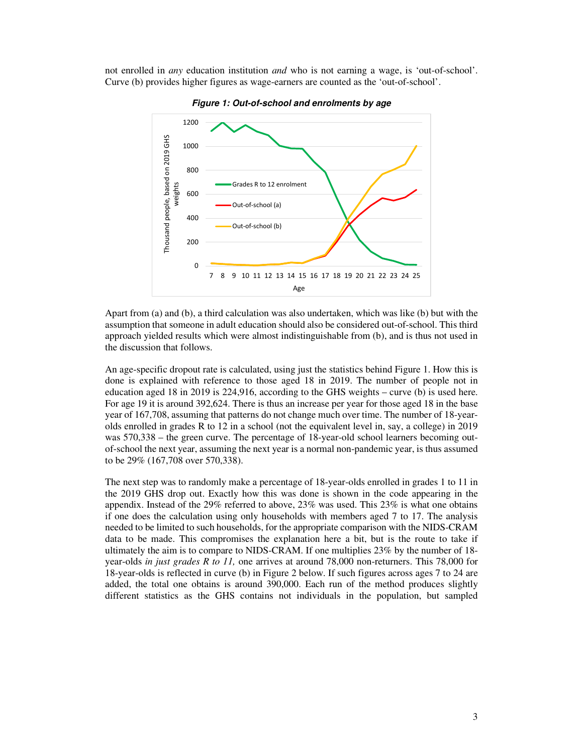not enrolled in *any* education institution *and* who is not earning a wage, is 'out-of-school'. Curve (b) provides higher figures as wage-earners are counted as the 'out-of-school'.

***Figure 1: Out-of-school and enrolments by age***

Apart from (a) and (b), a third calculation was also undertaken, which was like (b) but with the assumption that someone in adult education should also be considered out-of-school. This third approach yielded results which were almost indistinguishable from (b), and is thus not used in the discussion that follows.

An age-specific dropout rate is calculated, using just the statistics behind Figure 1. How this is done is explained with reference to those aged 18 in 2019. The number of people not in education aged 18 in 2019 is 224,916, according to the GHS weights – curve (b) is used here. For age 19 it is around 392,624. There is thus an increase per year for those aged 18 in the base year of 167,708, assuming that patterns do not change much over time. The number of 18-year-olds enrolled in grades R to 12 in a school (not the equivalent level in, say, a college) in 2019 was 570,338 – the green curve. The percentage of 18-year-old school learners becoming out-of-school the next year, assuming the next year is a normal non-pandemic year, is thus assumed to be 29% (167,708 over 570,338).

The next step was to randomly make a percentage of 18-year-olds enrolled in grades 1 to 11 in the 2019 GHS drop out. Exactly how this was done is shown in the code appearing in the appendix. Instead of the 29% referred to above, 23% was used. This 23% is what one obtains if one does the calculation using only households with members aged 7 to 17. The analysis needed to be limited to such households, for the appropriate comparison with the NIDS-CRAM data to be made. This compromises the explanation here a bit, but is the route to take if ultimately the aim is to compare to NIDS-CRAM. If one multiplies 23% by the number of 18-year-olds *in just grades R to 11,* one arrives at around 78,000 non-returners. This 78,000 for 18-year-olds is reflected in curve (b) in Figure 2 below. If such figures across ages 7 to 24 are added, the total one obtains is around 390,000. Each run of the method produces slightly different statistics as the GHS contains not individuals in the population, but sampled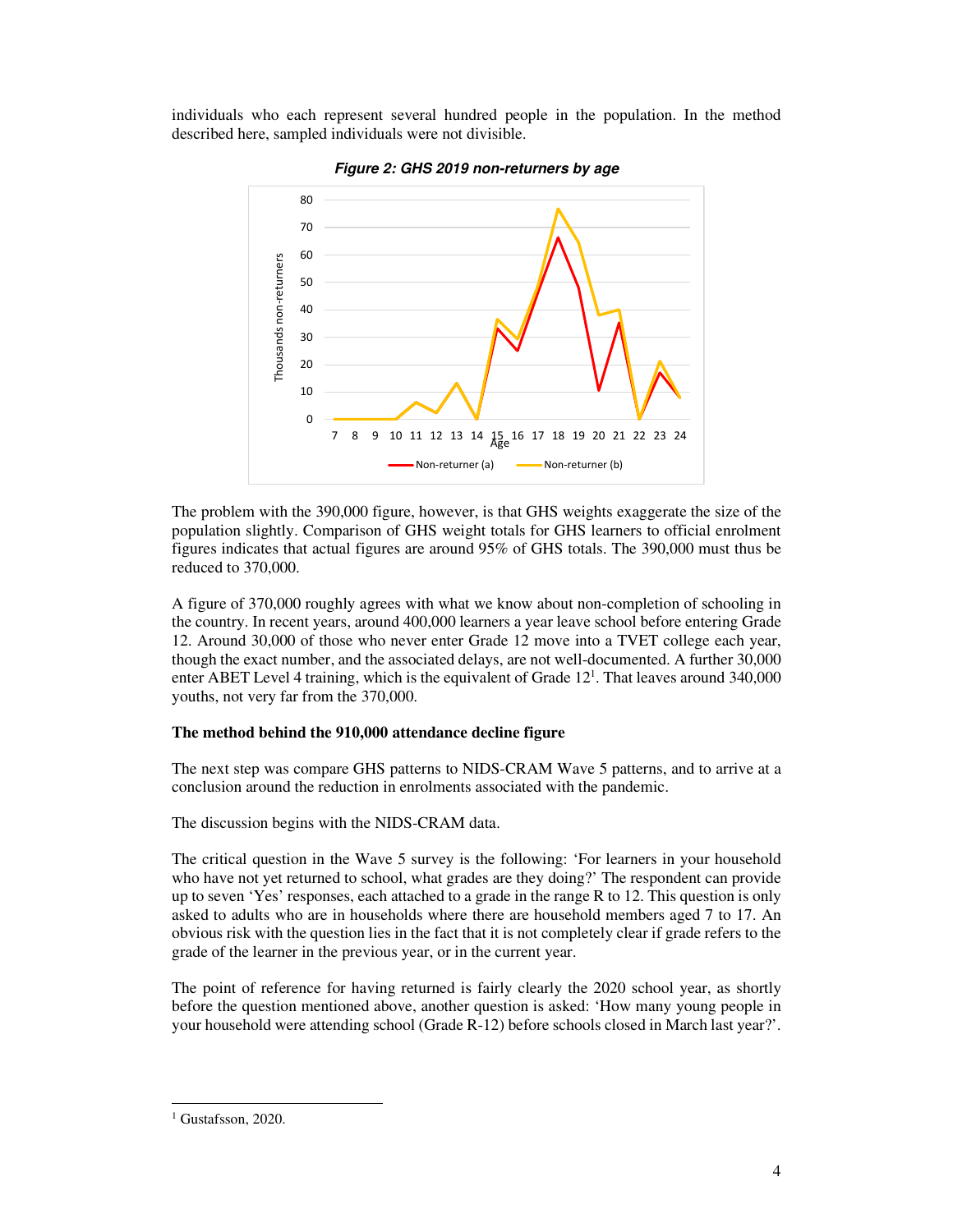individuals who each represent several hundred people in the population. In the method described here, sampled individuals were not divisible.

***Figure 2: GHS 2019 non-returners by age***

The problem with the 390,000 figure, however, is that GHS weights exaggerate the size of the population slightly. Comparison of GHS weight totals for GHS learners to official enrolment figures indicates that actual figures are around 95% of GHS totals. The 390,000 must thus be reduced to 370,000.

A figure of 370,000 roughly agrees with what we know about non-completion of schooling in the country. In recent years, around 400,000 learners a year leave school before entering Grade 12. Around 30,000 of those who never enter Grade 12 move into a TVET college each year, though the exact number, and the associated delays, are not well-documented. A further 30,000 enter ABET Level 4 training, which is the equivalent of Grade 12[1]. That leaves around 340,000 youths, not very far from the 370,000.

**The method behind the 910,000 attendance decline figure**

The next step was compare GHS patterns to NIDS-CRAM Wave 5 patterns, and to arrive at a conclusion around the reduction in enrolments associated with the pandemic.

The discussion begins with the NIDS-CRAM data.

The critical question in the Wave 5 survey is the following: 'For learners in your household who have not yet returned to school, what grades are they doing?' The respondent can provide up to seven 'Yes' responses, each attached to a grade in the range R to 12. This question is only asked to adults who are in households where there are household members aged 7 to 17. An obvious risk with the question lies in the fact that it is not completely clear if grade refers to the grade of the learner in the previous year, or in the current year.

The point of reference for having returned is fairly clearly the 2020 school year, as shortly before the question mentioned above, another question is asked: 'How many young people in your household were attending school (Grade R-12) before schools closed in March last year?'.

[1] Gustafsson, 2020.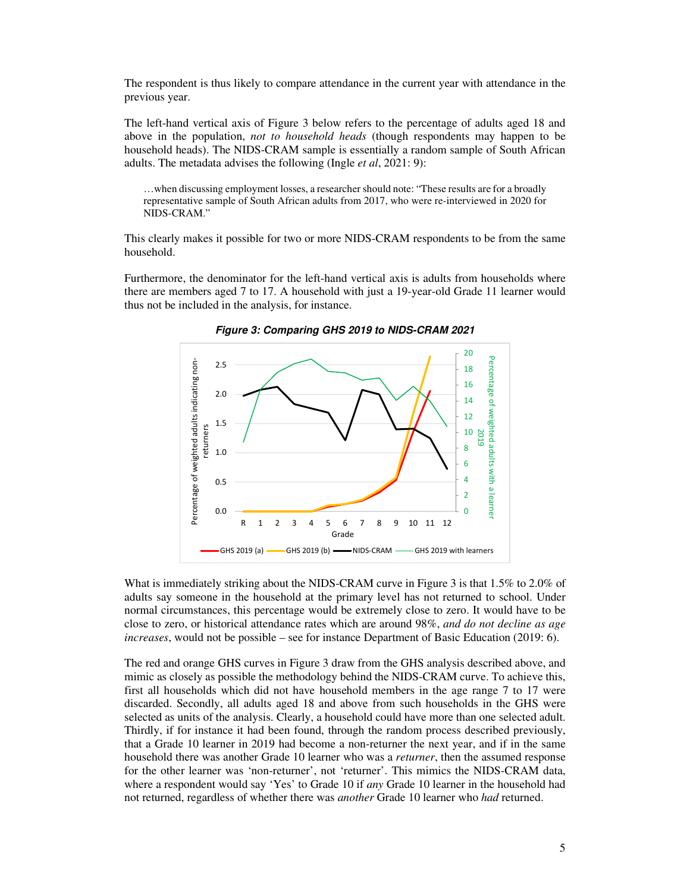The respondent is thus likely to compare attendance in the current year with attendance in the previous year.

The left-hand vertical axis of Figure 3 below refers to the percentage of adults aged 18 and above in the population, *not to household heads* (though respondents may happen to be household heads). The NIDS-CRAM sample is essentially a random sample of South African adults. The metadata advises the following (Ingle *et al*, 2021: 9):

> …when discussing employment losses, a researcher should note: "These results are for a broadly representative sample of South African adults from 2017, who were re-interviewed in 2020 for NIDS-CRAM."

This clearly makes it possible for two or more NIDS-CRAM respondents to be from the same household.

Furthermore, the denominator for the left-hand vertical axis is adults from households where there are members aged 7 to 17. A household with just a 19-year-old Grade 11 learner would thus not be included in the analysis, for instance.

***Figure 3: Comparing GHS 2019 to NIDS-CRAM 2021***

What is immediately striking about the NIDS-CRAM curve in Figure 3 is that 1.5% to 2.0% of adults say someone in the household at the primary level has not returned to school. Under normal circumstances, this percentage would be extremely close to zero. It would have to be close to zero, or historical attendance rates which are around 98%, *and do not decline as age increases*, would not be possible – see for instance Department of Basic Education (2019: 6).

The red and orange GHS curves in Figure 3 draw from the GHS analysis described above, and mimic as closely as possible the methodology behind the NIDS-CRAM curve. To achieve this, first all households which did not have household members in the age range 7 to 17 were discarded. Secondly, all adults aged 18 and above from such households in the GHS were selected as units of the analysis. Clearly, a household could have more than one selected adult. Thirdly, if for instance it had been found, through the random process described previously, that a Grade 10 learner in 2019 had become a non-returner the next year, and if in the same household there was another Grade 10 learner who was a *returner*, then the assumed response for the other learner was 'non-returner', not 'returner'. This mimics the NIDS-CRAM data, where a respondent would say 'Yes' to Grade 10 if *any* Grade 10 learner in the household had not returned, regardless of whether there was *another* Grade 10 learner who *had* returned.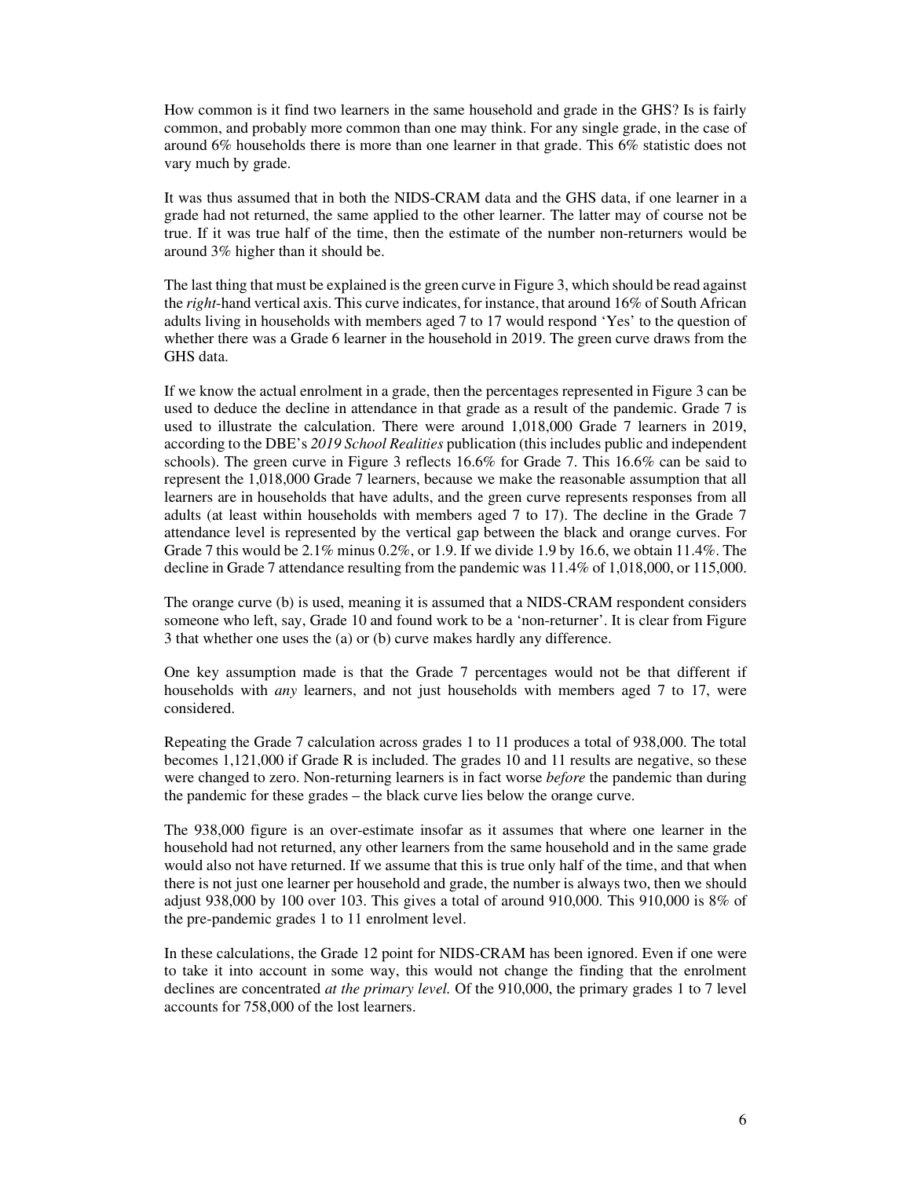How common is it find two learners in the same household and grade in the GHS? Is is fairly common, and probably more common than one may think. For any single grade, in the case of around 6% households there is more than one learner in that grade. This 6% statistic does not vary much by grade.

It was thus assumed that in both the NIDS-CRAM data and the GHS data, if one learner in a grade had not returned, the same applied to the other learner. The latter may of course not be true. If it was true half of the time, then the estimate of the number non-returners would be around 3% higher than it should be.

The last thing that must be explained is the green curve in Figure 3, which should be read against the *right*-hand vertical axis. This curve indicates, for instance, that around 16% of South African adults living in households with members aged 7 to 17 would respond 'Yes' to the question of whether there was a Grade 6 learner in the household in 2019. The green curve draws from the GHS data.

If we know the actual enrolment in a grade, then the percentages represented in Figure 3 can be used to deduce the decline in attendance in that grade as a result of the pandemic. Grade 7 is used to illustrate the calculation. There were around 1,018,000 Grade 7 learners in 2019, according to the DBE's *2019 School Realities* publication (this includes public and independent schools). The green curve in Figure 3 reflects 16.6% for Grade 7. This 16.6% can be said to represent the 1,018,000 Grade 7 learners, because we make the reasonable assumption that all learners are in households that have adults, and the green curve represents responses from all adults (at least within households with members aged 7 to 17). The decline in the Grade 7 attendance level is represented by the vertical gap between the black and orange curves. For Grade 7 this would be 2.1% minus 0.2%, or 1.9. If we divide 1.9 by 16.6, we obtain 11.4%. The decline in Grade 7 attendance resulting from the pandemic was 11.4% of 1,018,000, or 115,000.

The orange curve (b) is used, meaning it is assumed that a NIDS-CRAM respondent considers someone who left, say, Grade 10 and found work to be a 'non-returner'. It is clear from Figure 3 that whether one uses the (a) or (b) curve makes hardly any difference.

One key assumption made is that the Grade 7 percentages would not be that different if households with *any* learners, and not just households with members aged 7 to 17, were considered.

Repeating the Grade 7 calculation across grades 1 to 11 produces a total of 938,000. The total becomes 1,121,000 if Grade R is included. The grades 10 and 11 results are negative, so these were changed to zero. Non-returning learners is in fact worse *before* the pandemic than during the pandemic for these grades – the black curve lies below the orange curve.

The 938,000 figure is an over-estimate insofar as it assumes that where one learner in the household had not returned, any other learners from the same household and in the same grade would also not have returned. If we assume that this is true only half of the time, and that when there is not just one learner per household and grade, the number is always two, then we should adjust 938,000 by 100 over 103. This gives a total of around 910,000. This 910,000 is 8% of the pre-pandemic grades 1 to 11 enrolment level.

In these calculations, the Grade 12 point for NIDS-CRAM has been ignored. Even if one were to take it into account in some way, this would not change the finding that the enrolment declines are concentrated *at the primary level.* Of the 910,000, the primary grades 1 to 7 level accounts for 758,000 of the lost learners.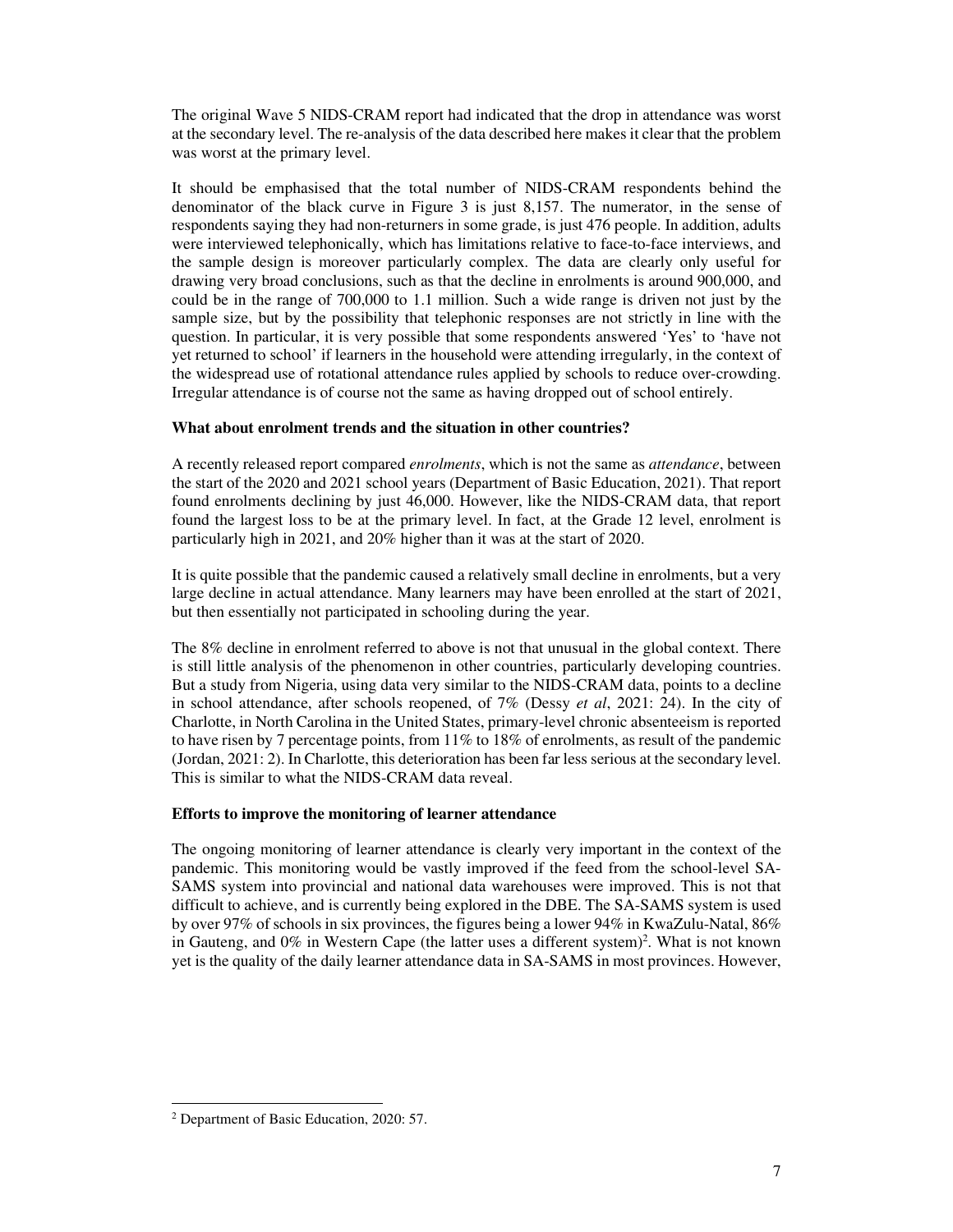The original Wave 5 NIDS-CRAM report had indicated that the drop in attendance was worst at the secondary level. The re-analysis of the data described here makes it clear that the problem was worst at the primary level.

It should be emphasised that the total number of NIDS-CRAM respondents behind the denominator of the black curve in Figure 3 is just 8,157. The numerator, in the sense of respondents saying they had non-returners in some grade, is just 476 people. In addition, adults were interviewed telephonically, which has limitations relative to face-to-face interviews, and the sample design is moreover particularly complex. The data are clearly only useful for drawing very broad conclusions, such as that the decline in enrolments is around 900,000, and could be in the range of 700,000 to 1.1 million. Such a wide range is driven not just by the sample size, but by the possibility that telephonic responses are not strictly in line with the question. In particular, it is very possible that some respondents answered 'Yes' to 'have not yet returned to school' if learners in the household were attending irregularly, in the context of the widespread use of rotational attendance rules applied by schools to reduce over-crowding. Irregular attendance is of course not the same as having dropped out of school entirely.

**What about enrolment trends and the situation in other countries?**

A recently released report compared *enrolments*, which is not the same as *attendance*, between the start of the 2020 and 2021 school years (Department of Basic Education, 2021). That report found enrolments declining by just 46,000. However, like the NIDS-CRAM data, that report found the largest loss to be at the primary level. In fact, at the Grade 12 level, enrolment is particularly high in 2021, and 20% higher than it was at the start of 2020.

It is quite possible that the pandemic caused a relatively small decline in enrolments, but a very large decline in actual attendance. Many learners may have been enrolled at the start of 2021, but then essentially not participated in schooling during the year.

The 8% decline in enrolment referred to above is not that unusual in the global context. There is still little analysis of the phenomenon in other countries, particularly developing countries. But a study from Nigeria, using data very similar to the NIDS-CRAM data, points to a decline in school attendance, after schools reopened, of 7% (Dessy *et al*, 2021: 24). In the city of Charlotte, in North Carolina in the United States, primary-level chronic absenteeism is reported to have risen by 7 percentage points, from 11% to 18% of enrolments, as result of the pandemic (Jordan, 2021: 2). In Charlotte, this deterioration has been far less serious at the secondary level. This is similar to what the NIDS-CRAM data reveal.

**Efforts to improve the monitoring of learner attendance**

The ongoing monitoring of learner attendance is clearly very important in the context of the pandemic. This monitoring would be vastly improved if the feed from the school-level SA-SAMS system into provincial and national data warehouses were improved. This is not that difficult to achieve, and is currently being explored in the DBE. The SA-SAMS system is used by over 97% of schools in six provinces, the figures being a lower 94% in KwaZulu-Natal, 86% in Gauteng, and 0% in Western Cape (the latter uses a different system)[2]. What is not known yet is the quality of the daily learner attendance data in SA-SAMS in most provinces. However,

[2] Department of Basic Education, 2020: 57.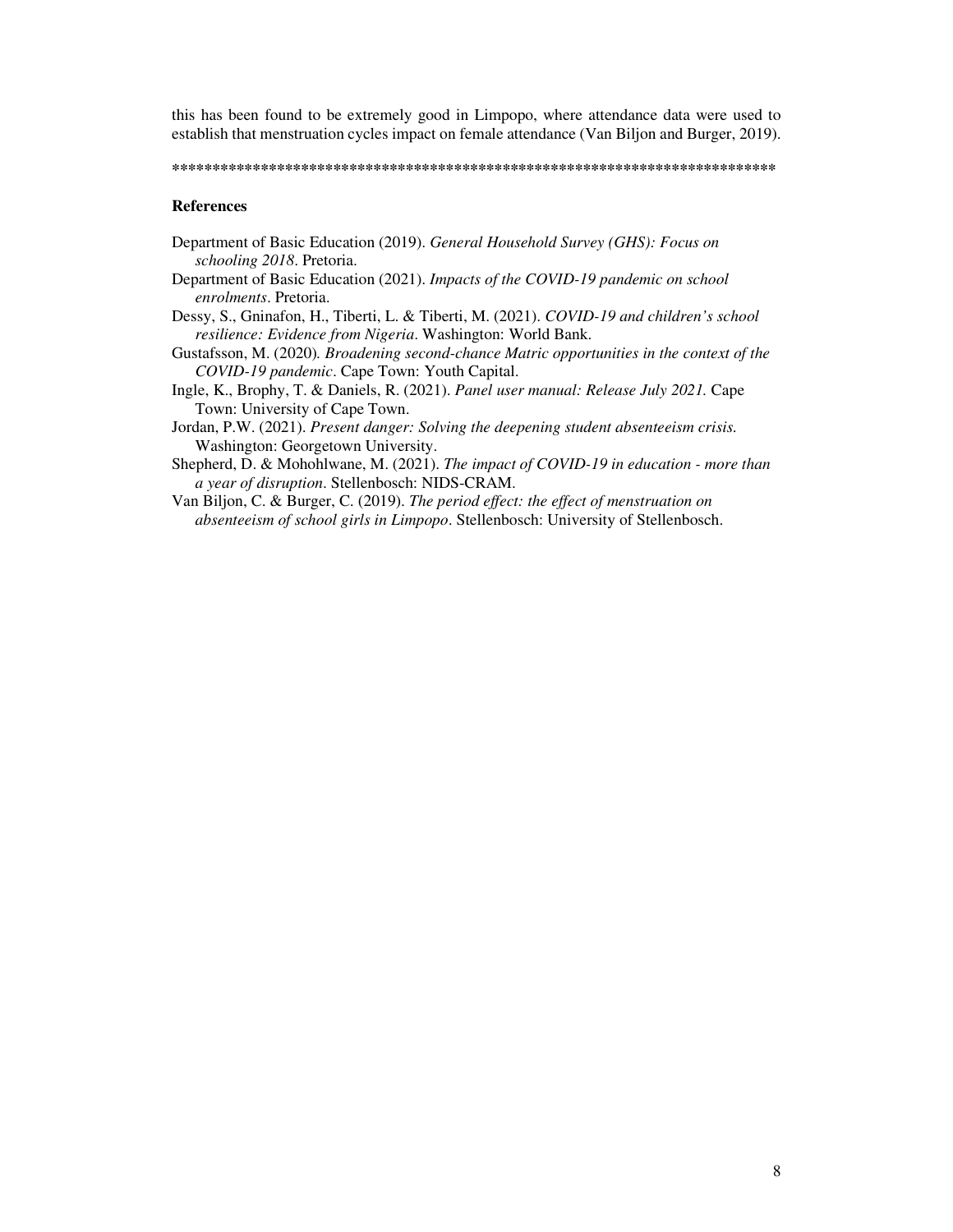this has been found to be extremely good in Limpopo, where attendance data were used to establish that menstruation cycles impact on female attendance (Van Biljon and Burger, 2019).

*****************************************************************************

## References

Department of Basic Education (2019). *General Household Survey (GHS): Focus on schooling 2018*. Pretoria.

Department of Basic Education (2021). *Impacts of the COVID-19 pandemic on school enrolments*. Pretoria.

Dessy, S., Gninafon, H., Tiberti, L. & Tiberti, M. (2021). *COVID-19 and children's school resilience: Evidence from Nigeria*. Washington: World Bank.

Gustafsson, M. (2020). *Broadening second-chance Matric opportunities in the context of the COVID-19 pandemic*. Cape Town: Youth Capital.

Ingle, K., Brophy, T. & Daniels, R. (2021). *Panel user manual: Release July 2021.* Cape Town: University of Cape Town.

Jordan, P.W. (2021). *Present danger: Solving the deepening student absenteeism crisis.* Washington: Georgetown University.

Shepherd, D. & Mohohlwane, M. (2021). *The impact of COVID-19 in education - more than a year of disruption*. Stellenbosch: NIDS-CRAM.

Van Biljon, C. & Burger, C. (2019). *The period effect: the effect of menstruation on absenteeism of school girls in Limpopo*. Stellenbosch: University of Stellenbosch.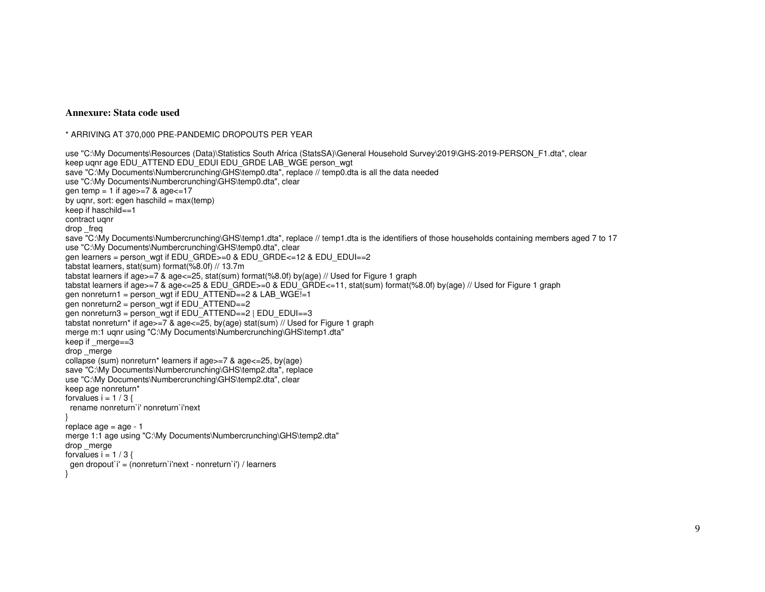**Annexure: Stata code used**

```
* ARRIVING AT 370,000 PRE-PANDEMIC DROPOUTS PER YEAR

use "C:\My Documents\Resources (Data)\Statistics South Africa (StatsSA)\General Household Survey\2019\GHS-2019-PERSON_F1.dta", clear
keep uqnr age EDU_ATTEND EDU_EDUI EDU_GRDE LAB_WGE person_wgt
save "C:\My Documents\Numbercrunching\GHS\temp0.dta", replace // temp0.dta is all the data needed
use "C:\My Documents\Numbercrunching\GHS\temp0.dta", clear
gen temp = 1 if age>=7 & age<=17
by uqnr, sort: egen haschild = max(temp)
keep if haschild==1
contract uqnr
drop _freq
save "C:\My Documents\Numbercrunching\GHS\temp1.dta", replace // temp1.dta is the identifiers of those households containing members aged 7 to 17
use "C:\My Documents\Numbercrunching\GHS\temp0.dta", clear
gen learners = person_wgt if EDU_GRDE>=0 & EDU_GRDE<=12 & EDU_EDUI==2
tabstat learners, stat(sum) format(%8.0f) // 13.7m
tabstat learners if age>=7 & age<=25, stat(sum) format(%8.0f) by(age) // Used for Figure 1 graph
tabstat learners if age>=7 & age<=25 & EDU_GRDE>=0 & EDU_GRDE<=11, stat(sum) format(%8.0f) by(age) // Used for Figure 1 graph
gen nonreturn1 = person_wgt if EDU_ATTEND==2 & LAB_WGE!=1
gen nonreturn2 = person_wgt if EDU_ATTEND==2
gen nonreturn3 = person_wgt if EDU_ATTEND==2 | EDU_EDUI==3
tabstat nonreturn* if age>=7 & age<=25, by(age) stat(sum) // Used for Figure 1 graph
merge m:1 uqnr using "C:\My Documents\Numbercrunching\GHS\temp1.dta"
keep if _merge==3
drop _merge
collapse (sum) nonreturn* learners if age>=7 & age<=25, by(age)
save "C:\My Documents\Numbercrunching\GHS\temp2.dta", replace
use "C:\My Documents\Numbercrunching\GHS\temp2.dta", clear
keep age nonreturn*
forvalues i = 1 / 3 {
  rename nonreturn`i' nonreturn`i'next
}
replace age = age - 1
merge 1:1 age using "C:\My Documents\Numbercrunching\GHS\temp2.dta"
drop _merge
forvalues i = 1 / 3 {
  gen dropout`i' = (nonreturn`i'next - nonreturn`i') / learners
}
```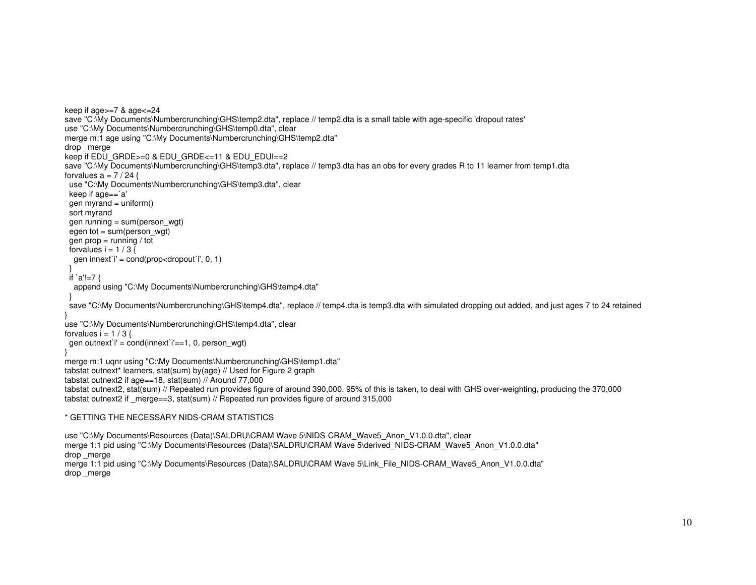```
keep if age>=7 & age<=24
save "C:\My Documents\Numbercrunching\GHS\temp2.dta", replace // temp2.dta is a small table with age-specific 'dropout rates'
use "C:\My Documents\Numbercrunching\GHS\temp0.dta", clear
merge m:1 age using "C:\My Documents\Numbercrunching\GHS\temp2.dta"
drop _merge
keep if EDU_GRDE>=0 & EDU_GRDE<=11 & EDU_EDUI==2
save "C:\My Documents\Numbercrunching\GHS\temp3.dta", replace // temp3.dta has an obs for every grades R to 11 learner from temp1.dta
forvalues a = 7 / 24 {
  use "C:\My Documents\Numbercrunching\GHS\temp3.dta", clear
  keep if age==`a'
  gen myrand = uniform()
  sort myrand
  gen running = sum(person_wgt)
  egen tot = sum(person_wgt)
  gen prop = running / tot
  forvalues i = 1 / 3 {
    gen innext`i' = cond(prop<dropout`i', 0, 1)
  }
  if `a'!=7 {
    append using "C:\My Documents\Numbercrunching\GHS\temp4.dta"
  }
  save "C:\My Documents\Numbercrunching\GHS\temp4.dta", replace // temp4.dta is temp3.dta with simulated dropping out added, and just ages 7 to 24 retained
}
use "C:\My Documents\Numbercrunching\GHS\temp4.dta", clear
forvalues i = 1 / 3 {
  gen outnext`i' = cond(innext`i'==1, 0, person_wgt)
}
merge m:1 uqnr using "C:\My Documents\Numbercrunching\GHS\temp1.dta"
tabstat outnext* learners, stat(sum) by(age) // Used for Figure 2 graph
tabstat outnext2 if age==18, stat(sum) // Around 77,000
tabstat outnext2, stat(sum) // Repeated run provides figure of around 390,000. 95% of this is taken, to deal with GHS over-weighting, producing the 370,000
tabstat outnext2 if _merge==3, stat(sum) // Repeated run provides figure of around 315,000

* GETTING THE NECESSARY NIDS-CRAM STATISTICS

use "C:\My Documents\Resources (Data)\SALDRU\CRAM Wave 5\NIDS-CRAM_Wave5_Anon_V1.0.0.dta", clear
merge 1:1 pid using "C:\My Documents\Resources (Data)\SALDRU\CRAM Wave 5\derived_NIDS-CRAM_Wave5_Anon_V1.0.0.dta"
drop _merge
merge 1:1 pid using "C:\My Documents\Resources (Data)\SALDRU\CRAM Wave 5\Link_File_NIDS-CRAM_Wave5_Anon_V1.0.0.dta"
drop _merge
```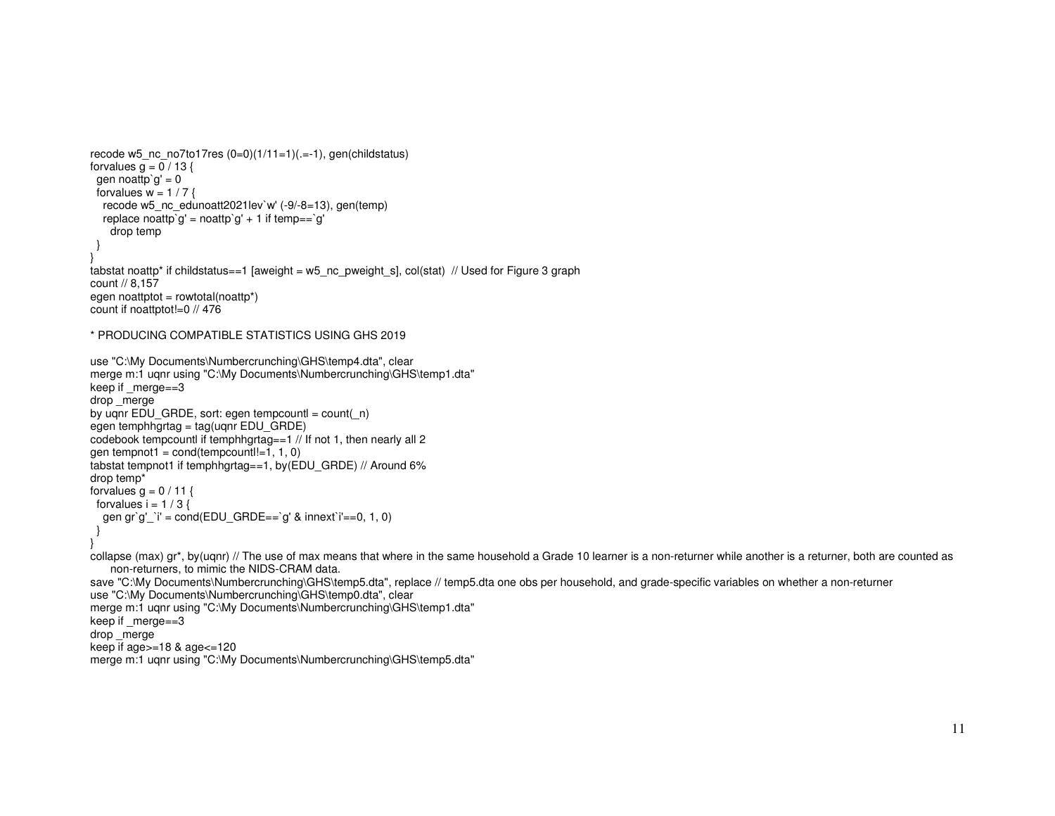```
recode w5_nc_no7to17res (0=0)(1/11=1)(.=-1), gen(childstatus)
forvalues g = 0 / 13 {
  gen noattp`g' = 0
  forvalues w = 1 / 7 {
    recode w5_nc_edunoatt2021lev`w' (-9/-8=13), gen(temp)
    replace noattp`g' = noattp`g' + 1 if temp==`g'
      drop temp
  }
}
tabstat noattp* if childstatus==1 [aweight = w5_nc_pweight_s], col(stat)  // Used for Figure 3 graph
count // 8,157
egen noattptot = rowtotal(noattp*)
count if noattptot!=0 // 476

* PRODUCING COMPATIBLE STATISTICS USING GHS 2019

use "C:\My Documents\Numbercrunching\GHS\temp4.dta", clear
merge m:1 uqnr using "C:\My Documents\Numbercrunching\GHS\temp1.dta"
keep if _merge==3
drop _merge
by uqnr EDU_GRDE, sort: egen tempcountl = count(_n)
egen temphhgrtag = tag(uqnr EDU_GRDE)
codebook tempcountl if temphhgrtag==1 // If not 1, then nearly all 2
gen tempnot1 = cond(tempcountl!=1, 1, 0)
tabstat tempnot1 if temphhgrtag==1, by(EDU_GRDE) // Around 6%
drop temp*
forvalues g = 0 / 11 {
  forvalues i = 1 / 3 {
    gen gr`g'_`i' = cond(EDU_GRDE==`g' & innext`i'==0, 1, 0)
  }
}
collapse (max) gr*, by(uqnr) // The use of max means that where in the same household a Grade 10 learner is a non-returner while another is a returner, both are counted as
      non-returners, to mimic the NIDS-CRAM data.
save "C:\My Documents\Numbercrunching\GHS\temp5.dta", replace // temp5.dta one obs per household, and grade-specific variables on whether a non-returner
use "C:\My Documents\Numbercrunching\GHS\temp0.dta", clear
merge m:1 uqnr using "C:\My Documents\Numbercrunching\GHS\temp1.dta"
keep if _merge==3
drop _merge
keep if age>=18 & age<=120
merge m:1 uqnr using "C:\My Documents\Numbercrunching\GHS\temp5.dta"
```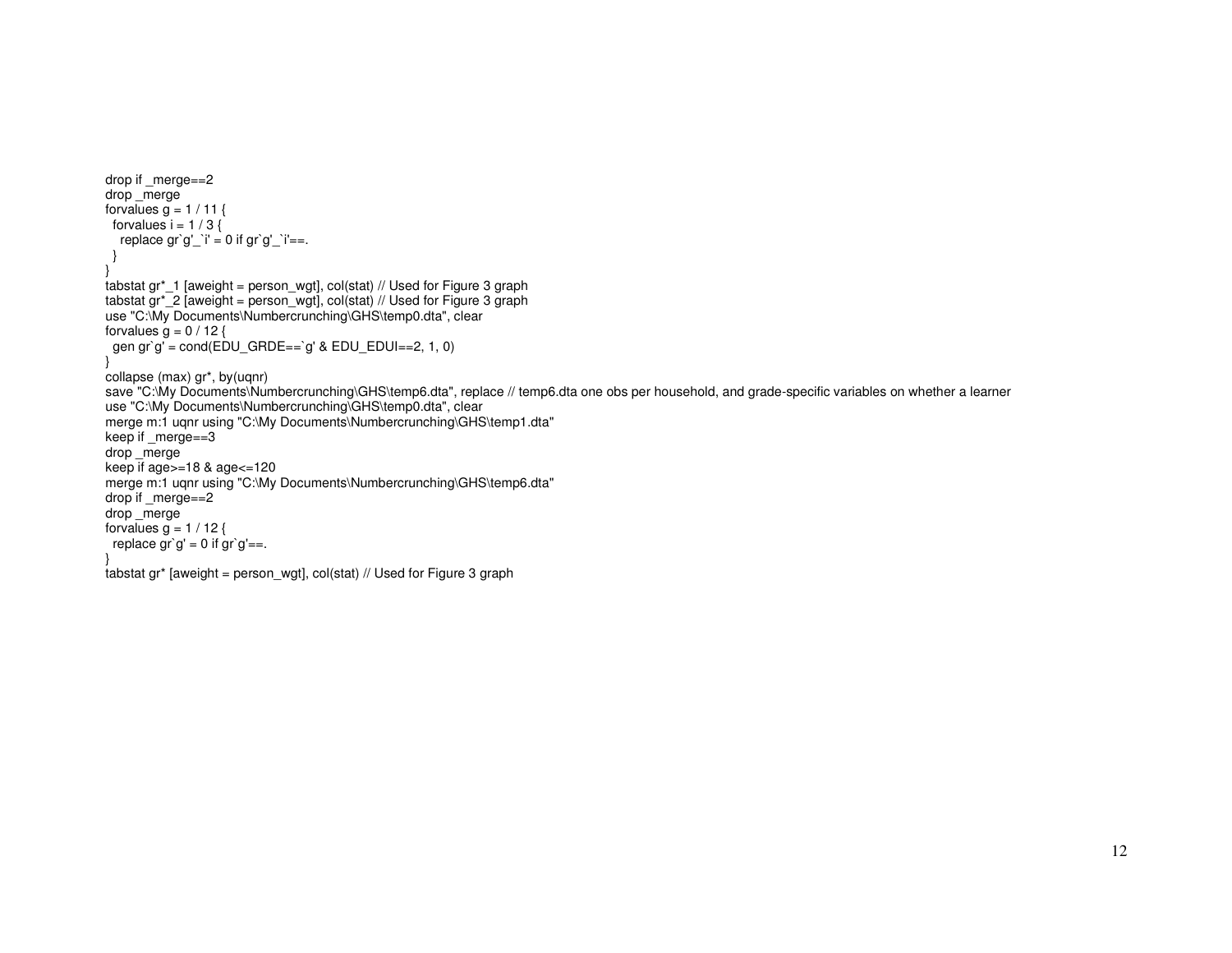```
drop if _merge==2
drop _merge
forvalues g = 1 / 11 {
  forvalues i = 1 / 3 {
    replace gr`g'_`i' = 0 if gr`g'_`i'==.
  }
}
tabstat gr*_1 [aweight = person_wgt], col(stat) // Used for Figure 3 graph
tabstat gr*_2 [aweight = person_wgt], col(stat) // Used for Figure 3 graph
use "C:\My Documents\Numbercrunching\GHS\temp0.dta", clear
forvalues g = 0 / 12 {
  gen gr`g' = cond(EDU_GRDE==`g' & EDU_EDUI==2, 1, 0)
}
collapse (max) gr*, by(uqnr)
save "C:\My Documents\Numbercrunching\GHS\temp6.dta", replace // temp6.dta one obs per household, and grade-specific variables on whether a learner
use "C:\My Documents\Numbercrunching\GHS\temp0.dta", clear
merge m:1 uqnr using "C:\My Documents\Numbercrunching\GHS\temp1.dta"
keep if _merge==3
drop _merge
keep if age>=18 & age<=120
merge m:1 uqnr using "C:\My Documents\Numbercrunching\GHS\temp6.dta"
drop if _merge==2
drop _merge
forvalues g = 1 / 12 {
  replace gr`g' = 0 if gr`g'==.
}
tabstat gr* [aweight = person_wgt], col(stat) // Used for Figure 3 graph
```